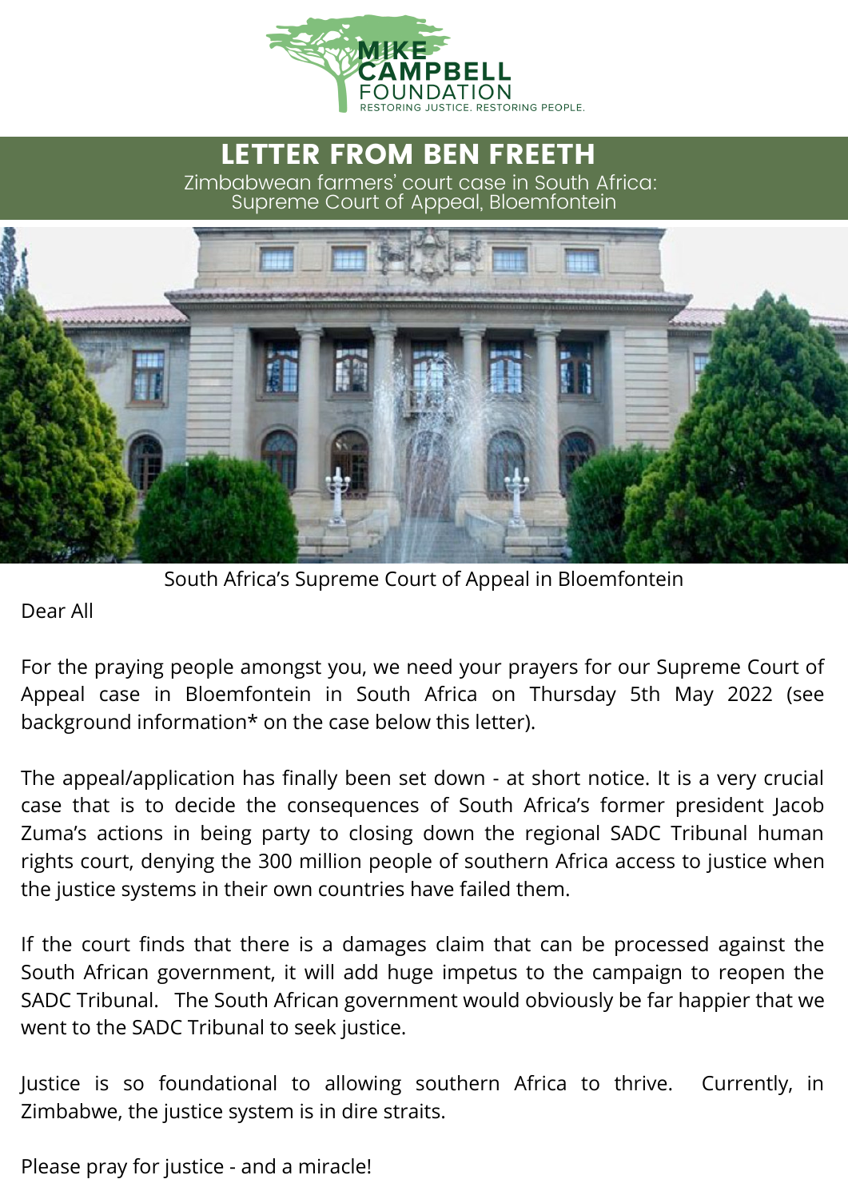MIKE CAMPBELL FOUNDATION

RESTORING JUSTICE. RESTORING PEOPLE.

# LETTER FROM BEN FREETH

Zimbabwean farmers' court case in South Africa: Supreme Court of Appeal, Bloemfontein

South Africa's Supreme Court of Appeal in Bloemfontein

Dear All

For the praying people amongst you, we need your prayers for our Supreme Court of Appeal case in Bloemfontein in South Africa on Thursday 5th May 2022 (see background information* on the case below this letter).

The appeal/application has finally been set down - at short notice. It is a very crucial case that is to decide the consequences of South Africa's former president Jacob Zuma's actions in being party to closing down the regional SADC Tribunal human rights court, denying the 300 million people of southern Africa access to justice when the justice systems in their own countries have failed them.

If the court finds that there is a damages claim that can be processed against the South African government, it will add huge impetus to the campaign to reopen the SADC Tribunal. The South African government would obviously be far happier that we went to the SADC Tribunal to seek justice.

Justice is so foundational to allowing southern Africa to thrive. Currently, in Zimbabwe, the justice system is in dire straits.

Please pray for justice - and a miracle!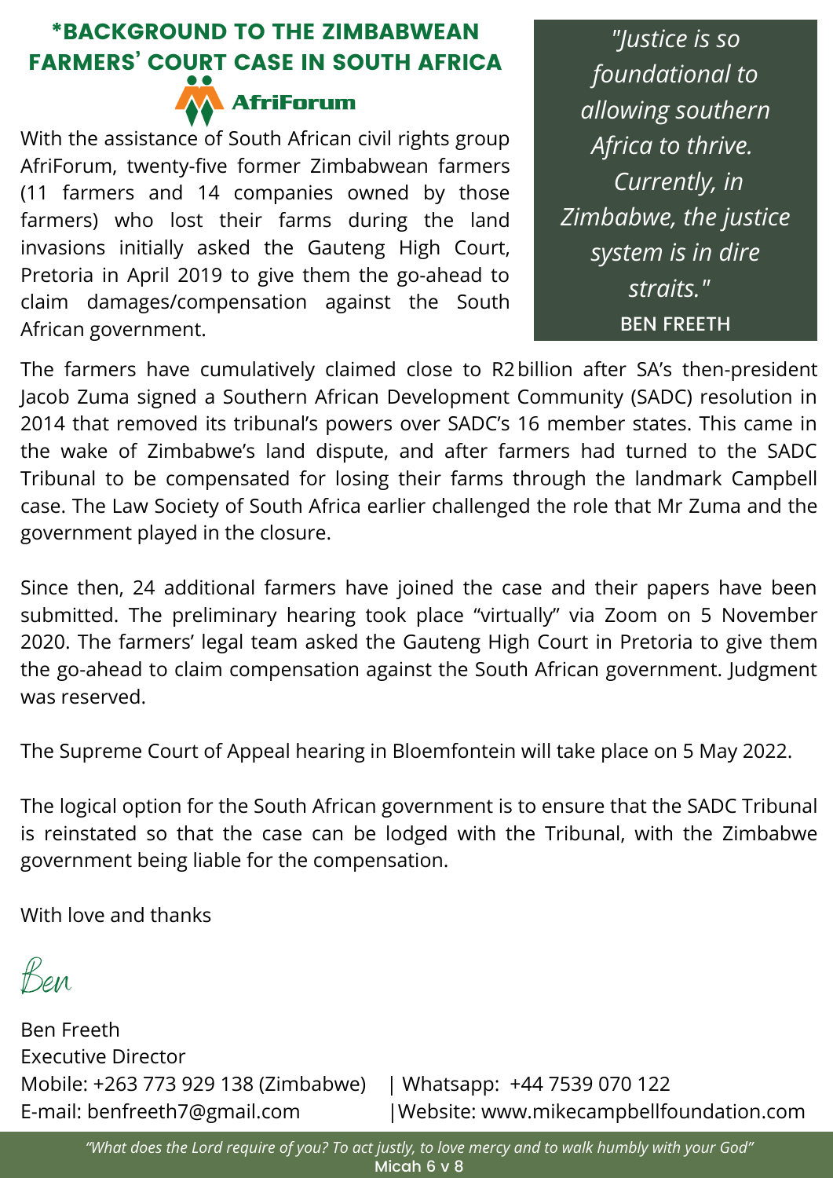## *BACKGROUND TO THE ZIMBABWEAN FARMERS' COURT CASE IN SOUTH AFRICA

AfriForum

With the assistance of South African civil rights group AfriForum, twenty-five former Zimbabwean farmers (11 farmers and 14 companies owned by those farmers) who lost their farms during the land invasions initially asked the Gauteng High Court, Pretoria in April 2019 to give them the go-ahead to claim damages/compensation against the South African government.

> *"Justice is so foundational to allowing southern Africa to thrive. Currently, in Zimbabwe, the justice system is in dire straits."*
>
> **BEN FREETH**

The farmers have cumulatively claimed close to R2 billion after SA's then-president Jacob Zuma signed a Southern African Development Community (SADC) resolution in 2014 that removed its tribunal's powers over SADC's 16 member states. This came in the wake of Zimbabwe's land dispute, and after farmers had turned to the SADC Tribunal to be compensated for losing their farms through the landmark Campbell case. The Law Society of South Africa earlier challenged the role that Mr Zuma and the government played in the closure.

Since then, 24 additional farmers have joined the case and their papers have been submitted. The preliminary hearing took place "virtually" via Zoom on 5 November 2020. The farmers' legal team asked the Gauteng High Court in Pretoria to give them the go-ahead to claim compensation against the South African government. Judgment was reserved.

The Supreme Court of Appeal hearing in Bloemfontein will take place on 5 May 2022.

The logical option for the South African government is to ensure that the SADC Tribunal is reinstated so that the case can be lodged with the Tribunal, with the Zimbabwe government being liable for the compensation.

With love and thanks

*Ben*

Ben Freeth
Executive Director
Mobile: +263 773 929 138 (Zimbabwe) | Whatsapp: +44 7539 070 122
E-mail: benfreeth7@gmail.com |Website: www.mikecampbellfoundation.com

*"What does the Lord require of you? To act justly, to love mercy and to walk humbly with your God"*
Micah 6 v 8